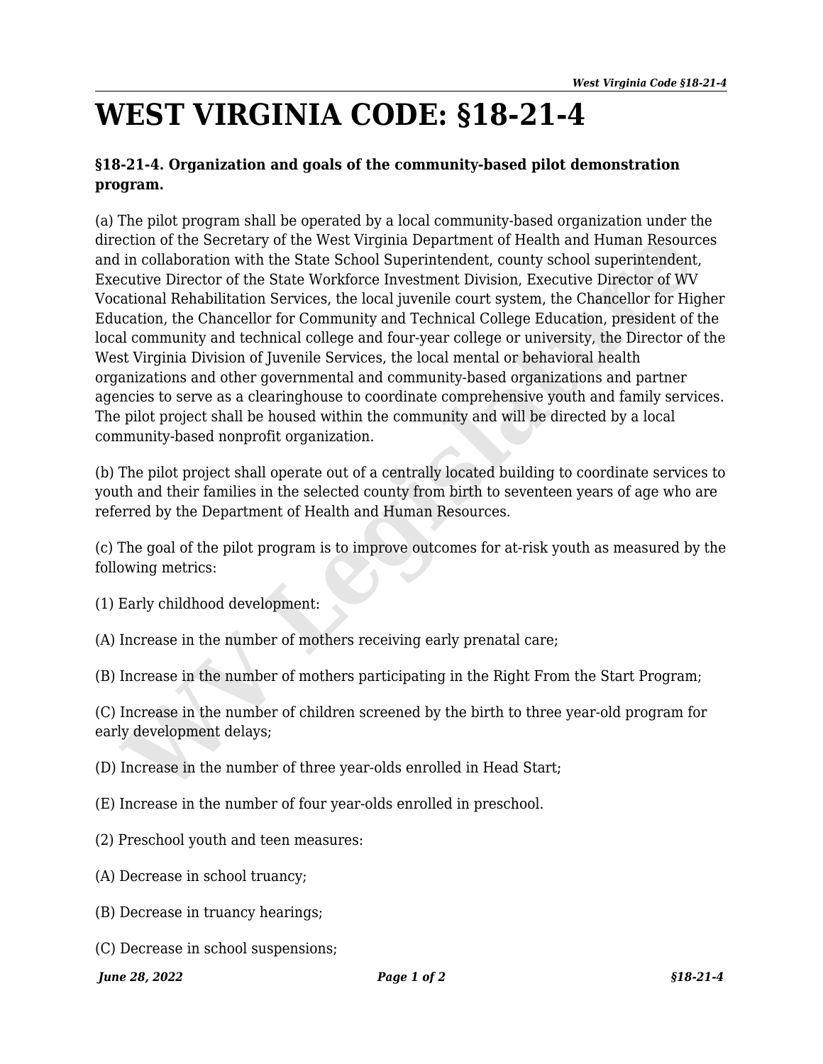# WEST VIRGINIA CODE: §18-21-4

### §18-21-4. Organization and goals of the community-based pilot demonstration program.

(a) The pilot program shall be operated by a local community-based organization under the direction of the Secretary of the West Virginia Department of Health and Human Resources and in collaboration with the State School Superintendent, county school superintendent, Executive Director of the State Workforce Investment Division, Executive Director of WV Vocational Rehabilitation Services, the local juvenile court system, the Chancellor for Higher Education, the Chancellor for Community and Technical College Education, president of the local community and technical college and four-year college or university, the Director of the West Virginia Division of Juvenile Services, the local mental or behavioral health organizations and other governmental and community-based organizations and partner agencies to serve as a clearinghouse to coordinate comprehensive youth and family services. The pilot project shall be housed within the community and will be directed by a local community-based nonprofit organization.

(b) The pilot project shall operate out of a centrally located building to coordinate services to youth and their families in the selected county from birth to seventeen years of age who are referred by the Department of Health and Human Resources.

(c) The goal of the pilot program is to improve outcomes for at-risk youth as measured by the following metrics:

(1) Early childhood development:

(A) Increase in the number of mothers receiving early prenatal care;

(B) Increase in the number of mothers participating in the Right From the Start Program;

(C) Increase in the number of children screened by the birth to three year-old program for early development delays;

(D) Increase in the number of three year-olds enrolled in Head Start;

(E) Increase in the number of four year-olds enrolled in preschool.

(2) Preschool youth and teen measures:

(A) Decrease in school truancy;

(B) Decrease in truancy hearings;

(C) Decrease in school suspensions;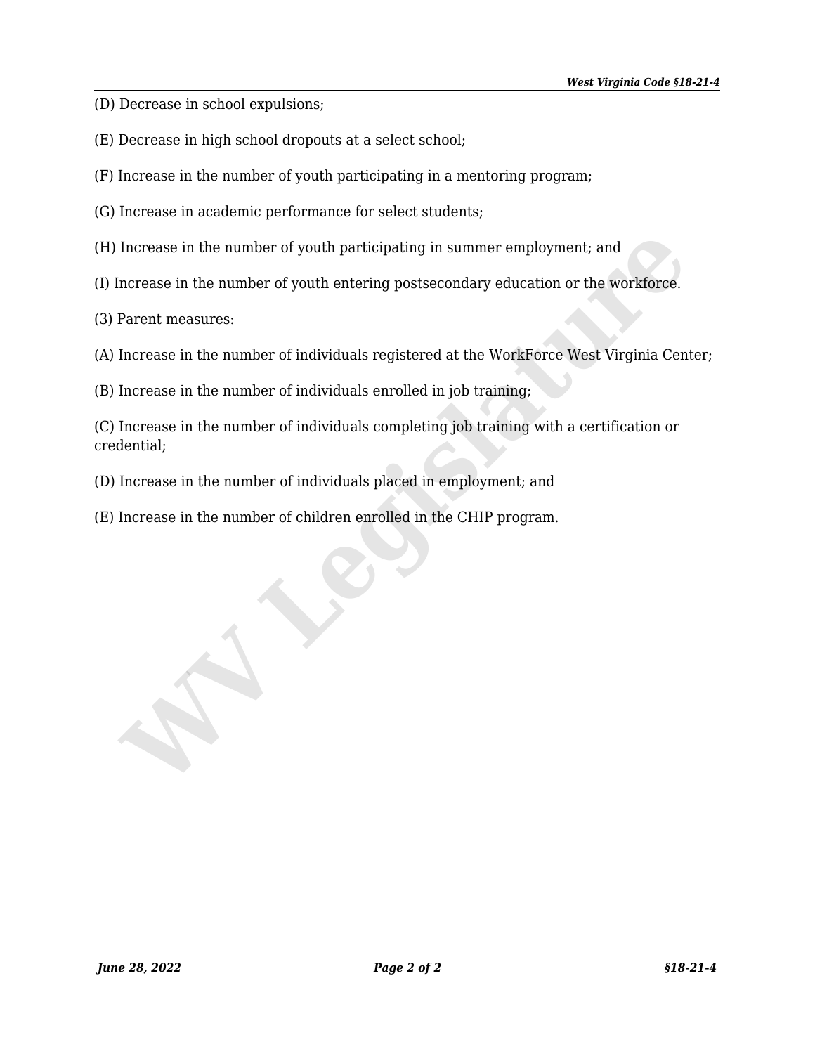(D) Decrease in school expulsions;

(E) Decrease in high school dropouts at a select school;

(F) Increase in the number of youth participating in a mentoring program;

(G) Increase in academic performance for select students;

(H) Increase in the number of youth participating in summer employment; and

(I) Increase in the number of youth entering postsecondary education or the workforce.

(3) Parent measures:

(A) Increase in the number of individuals registered at the WorkForce West Virginia Center;

(B) Increase in the number of individuals enrolled in job training;

(C) Increase in the number of individuals completing job training with a certification or credential;

(D) Increase in the number of individuals placed in employment; and

(E) Increase in the number of children enrolled in the CHIP program.